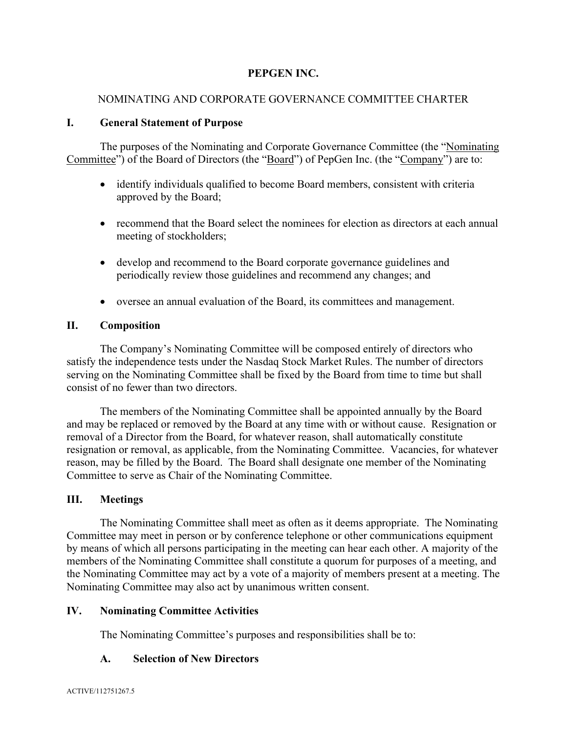# PEPGEN INC.

## NOMINATING AND CORPORATE GOVERNANCE COMMITTEE CHARTER

## I. General Statement of Purpose

The purposes of the Nominating and Corporate Governance Committee (the "Nominating Committee") of the Board of Directors (the "Board") of PepGen Inc. (the "Company") are to:

- identify individuals qualified to become Board members, consistent with criteria approved by the Board;
- recommend that the Board select the nominees for election as directors at each annual meeting of stockholders;
- develop and recommend to the Board corporate governance guidelines and periodically review those guidelines and recommend any changes; and
- oversee an annual evaluation of the Board, its committees and management.

## II. Composition

The Company's Nominating Committee will be composed entirely of directors who satisfy the independence tests under the Nasdaq Stock Market Rules. The number of directors serving on the Nominating Committee shall be fixed by the Board from time to time but shall consist of no fewer than two directors.

The members of the Nominating Committee shall be appointed annually by the Board and may be replaced or removed by the Board at any time with or without cause. Resignation or removal of a Director from the Board, for whatever reason, shall automatically constitute resignation or removal, as applicable, from the Nominating Committee. Vacancies, for whatever reason, may be filled by the Board. The Board shall designate one member of the Nominating Committee to serve as Chair of the Nominating Committee.

## III. Meetings

The Nominating Committee shall meet as often as it deems appropriate. The Nominating Committee may meet in person or by conference telephone or other communications equipment by means of which all persons participating in the meeting can hear each other. A majority of the members of the Nominating Committee shall constitute a quorum for purposes of a meeting, and the Nominating Committee may act by a vote of a majority of members present at a meeting. The Nominating Committee may also act by unanimous written consent.

## IV. Nominating Committee Activities

The Nominating Committee's purposes and responsibilities shall be to:

### A. Selection of New Directors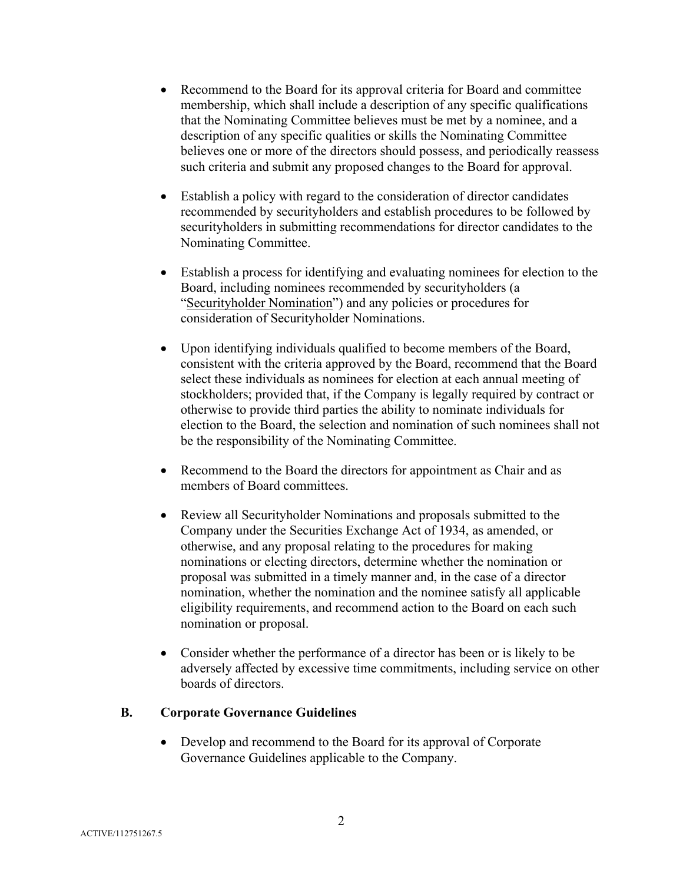- Recommend to the Board for its approval criteria for Board and committee membership, which shall include a description of any specific qualifications that the Nominating Committee believes must be met by a nominee, and a description of any specific qualities or skills the Nominating Committee believes one or more of the directors should possess, and periodically reassess such criteria and submit any proposed changes to the Board for approval.

- Establish a policy with regard to the consideration of director candidates recommended by securityholders and establish procedures to be followed by securityholders in submitting recommendations for director candidates to the Nominating Committee.

- Establish a process for identifying and evaluating nominees for election to the Board, including nominees recommended by securityholders (a "Securityholder Nomination") and any policies or procedures for consideration of Securityholder Nominations.

- Upon identifying individuals qualified to become members of the Board, consistent with the criteria approved by the Board, recommend that the Board select these individuals as nominees for election at each annual meeting of stockholders; provided that, if the Company is legally required by contract or otherwise to provide third parties the ability to nominate individuals for election to the Board, the selection and nomination of such nominees shall not be the responsibility of the Nominating Committee.

- Recommend to the Board the directors for appointment as Chair and as members of Board committees.

- Review all Securityholder Nominations and proposals submitted to the Company under the Securities Exchange Act of 1934, as amended, or otherwise, and any proposal relating to the procedures for making nominations or electing directors, determine whether the nomination or proposal was submitted in a timely manner and, in the case of a director nomination, whether the nomination and the nominee satisfy all applicable eligibility requirements, and recommend action to the Board on each such nomination or proposal.

- Consider whether the performance of a director has been or is likely to be adversely affected by excessive time commitments, including service on other boards of directors.

## B. Corporate Governance Guidelines

- Develop and recommend to the Board for its approval of Corporate Governance Guidelines applicable to the Company.

ACTIVE/112751267.5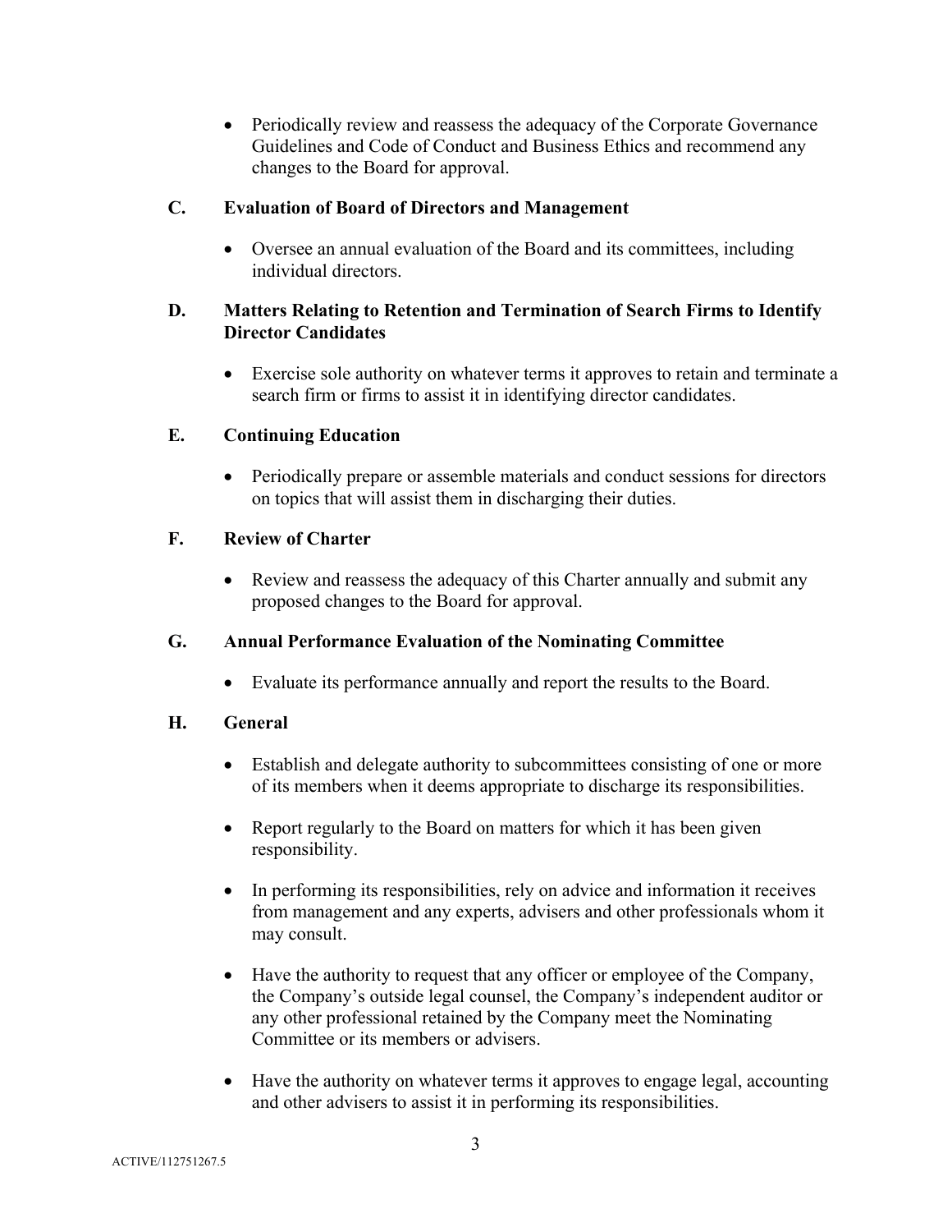- Periodically review and reassess the adequacy of the Corporate Governance Guidelines and Code of Conduct and Business Ethics and recommend any changes to the Board for approval.

### C. Evaluation of Board of Directors and Management

- Oversee an annual evaluation of the Board and its committees, including individual directors.

### D. Matters Relating to Retention and Termination of Search Firms to Identify Director Candidates

- Exercise sole authority on whatever terms it approves to retain and terminate a search firm or firms to assist it in identifying director candidates.

### E. Continuing Education

- Periodically prepare or assemble materials and conduct sessions for directors on topics that will assist them in discharging their duties.

### F. Review of Charter

- Review and reassess the adequacy of this Charter annually and submit any proposed changes to the Board for approval.

### G. Annual Performance Evaluation of the Nominating Committee

- Evaluate its performance annually and report the results to the Board.

### H. General

- Establish and delegate authority to subcommittees consisting of one or more of its members when it deems appropriate to discharge its responsibilities.
- Report regularly to the Board on matters for which it has been given responsibility.
- In performing its responsibilities, rely on advice and information it receives from management and any experts, advisers and other professionals whom it may consult.
- Have the authority to request that any officer or employee of the Company, the Company's outside legal counsel, the Company's independent auditor or any other professional retained by the Company meet the Nominating Committee or its members or advisers.
- Have the authority on whatever terms it approves to engage legal, accounting and other advisers to assist it in performing its responsibilities.

ACTIVE/112751267.5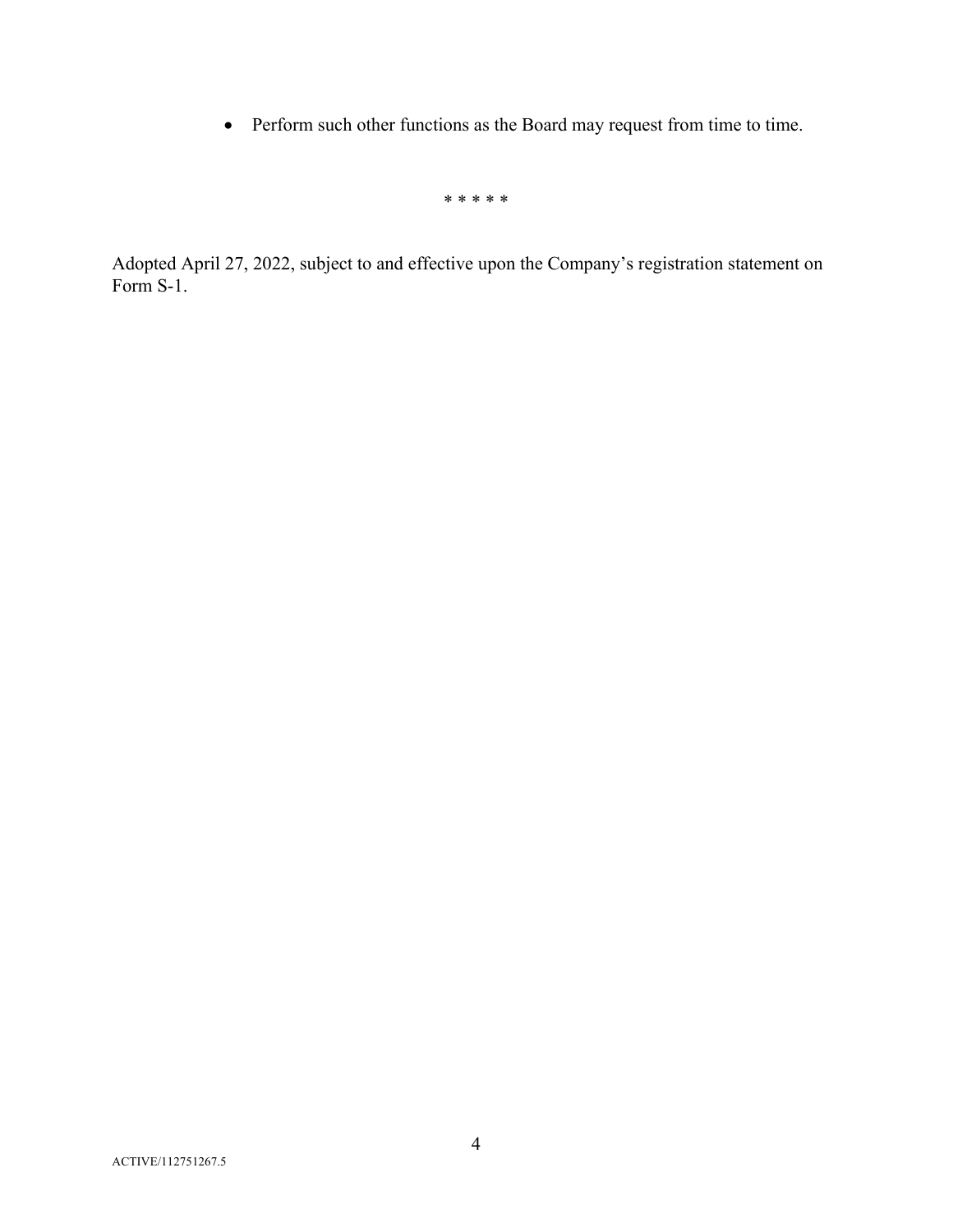- Perform such other functions as the Board may request from time to time.

\* \* \* \* \*

Adopted April 27, 2022, subject to and effective upon the Company's registration statement on Form S-1.